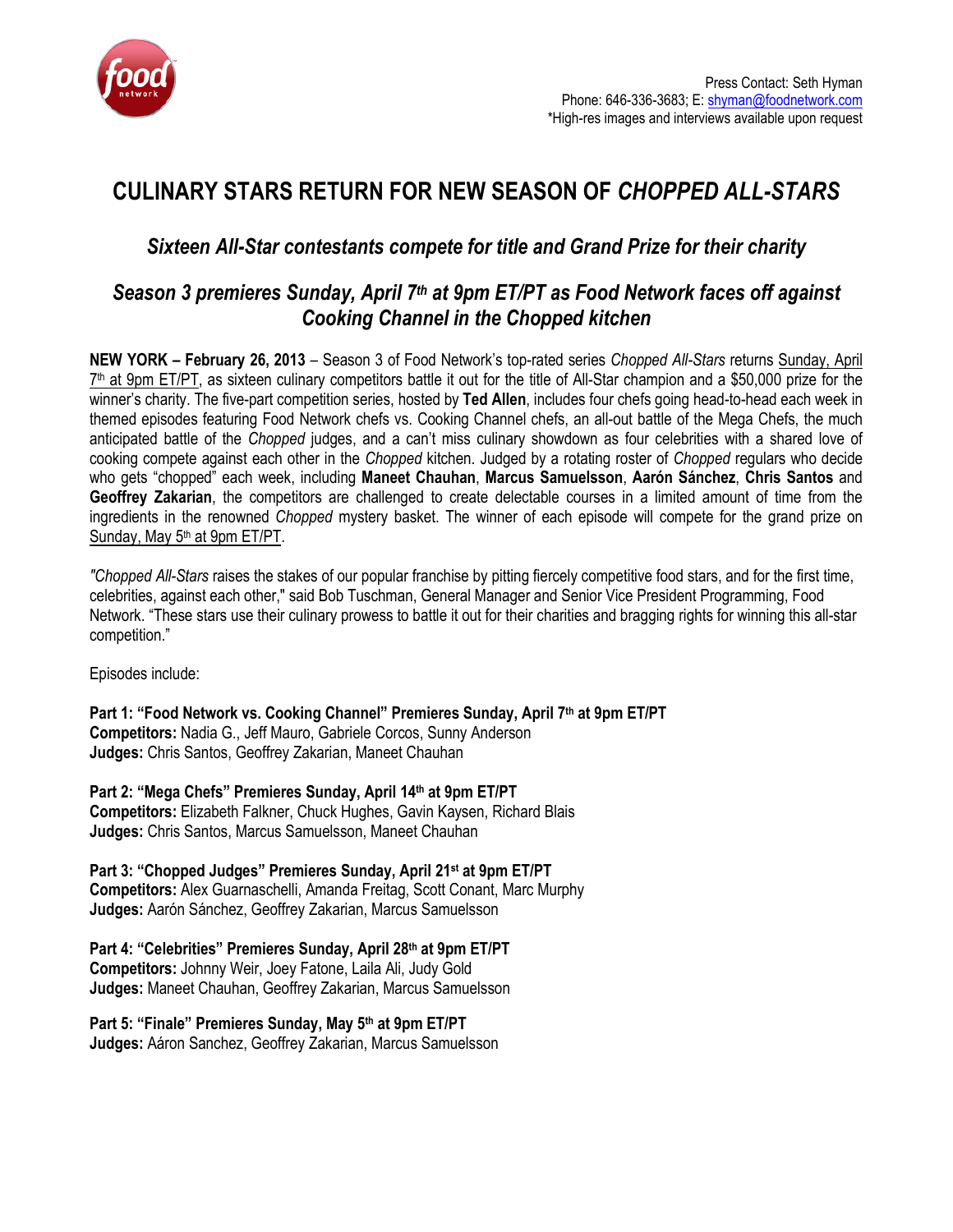Press Contact: Seth Hyman
Phone: 646-336-3683; E: shyman@foodnetwork.com
*High-res images and interviews available upon request

# CULINARY STARS RETURN FOR NEW SEASON OF *CHOPPED ALL-STARS*

## *Sixteen All-Star contestants compete for title and Grand Prize for their charity*

## *Season 3 premieres Sunday, April 7th at 9pm ET/PT as Food Network faces off against Cooking Channel in the Chopped kitchen*

**NEW YORK – February 26, 2013** – Season 3 of Food Network's top-rated series *Chopped All-Stars* returns Sunday, April 7th at 9pm ET/PT, as sixteen culinary competitors battle it out for the title of All-Star champion and a $50,000 prize for the winner's charity. The five-part competition series, hosted by **Ted Allen**, includes four chefs going head-to-head each week in themed episodes featuring Food Network chefs vs. Cooking Channel chefs, an all-out battle of the Mega Chefs, the much anticipated battle of the *Chopped* judges, and a can't miss culinary showdown as four celebrities with a shared love of cooking compete against each other in the *Chopped* kitchen. Judged by a rotating roster of *Chopped* regulars who decide who gets "chopped" each week, including **Maneet Chauhan**, **Marcus Samuelsson**, **Aarón Sánchez**, **Chris Santos** and **Geoffrey Zakarian**, the competitors are challenged to create delectable courses in a limited amount of time from the ingredients in the renowned *Chopped* mystery basket. The winner of each episode will compete for the grand prize on Sunday, May 5th at 9pm ET/PT.

*"Chopped All-Stars* raises the stakes of our popular franchise by pitting fiercely competitive food stars, and for the first time, celebrities, against each other," said Bob Tuschman, General Manager and Senior Vice President Programming, Food Network. "These stars use their culinary prowess to battle it out for their charities and bragging rights for winning this all-star competition."

Episodes include:

**Part 1: "Food Network vs. Cooking Channel" Premieres Sunday, April 7th at 9pm ET/PT**
**Competitors:** Nadia G., Jeff Mauro, Gabriele Corcos, Sunny Anderson
**Judges:** Chris Santos, Geoffrey Zakarian, Maneet Chauhan

**Part 2: "Mega Chefs" Premieres Sunday, April 14th at 9pm ET/PT**
**Competitors:** Elizabeth Falkner, Chuck Hughes, Gavin Kaysen, Richard Blais
**Judges:** Chris Santos, Marcus Samuelsson, Maneet Chauhan

**Part 3: "Chopped Judges" Premieres Sunday, April 21st at 9pm ET/PT**
**Competitors:** Alex Guarnaschelli, Amanda Freitag, Scott Conant, Marc Murphy
**Judges:** Aarón Sánchez, Geoffrey Zakarian, Marcus Samuelsson

**Part 4: "Celebrities" Premieres Sunday, April 28th at 9pm ET/PT**
**Competitors:** Johnny Weir, Joey Fatone, Laila Ali, Judy Gold
**Judges:** Maneet Chauhan, Geoffrey Zakarian, Marcus Samuelsson

**Part 5: "Finale" Premieres Sunday, May 5th at 9pm ET/PT**
**Judges:** Aáron Sanchez, Geoffrey Zakarian, Marcus Samuelsson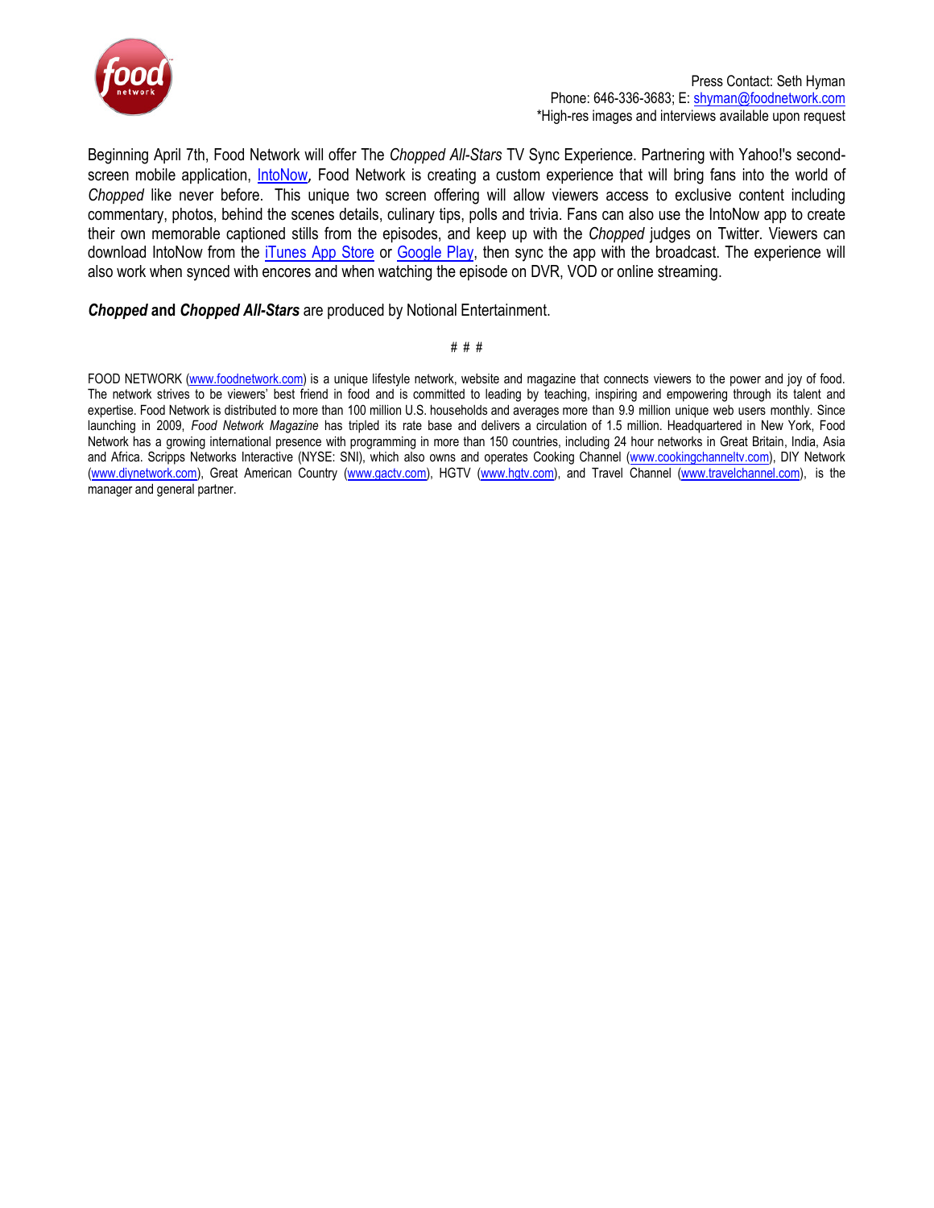Press Contact: Seth Hyman
Phone: 646-336-3683; E: shyman@foodnetwork.com
*High-res images and interviews available upon request

Beginning April 7th, Food Network will offer The *Chopped All-Stars* TV Sync Experience. Partnering with Yahoo!'s second-screen mobile application, IntoNow, Food Network is creating a custom experience that will bring fans into the world of *Chopped* like never before. This unique two screen offering will allow viewers access to exclusive content including commentary, photos, behind the scenes details, culinary tips, polls and trivia. Fans can also use the IntoNow app to create their own memorable captioned stills from the episodes, and keep up with the *Chopped* judges on Twitter. Viewers can download IntoNow from the iTunes App Store or Google Play, then sync the app with the broadcast. The experience will also work when synced with encores and when watching the episode on DVR, VOD or online streaming.

***Chopped* and *Chopped All-Stars*** are produced by Notional Entertainment.

# # #

FOOD NETWORK (www.foodnetwork.com) is a unique lifestyle network, website and magazine that connects viewers to the power and joy of food. The network strives to be viewers' best friend in food and is committed to leading by teaching, inspiring and empowering through its talent and expertise. Food Network is distributed to more than 100 million U.S. households and averages more than 9.9 million unique web users monthly. Since launching in 2009, *Food Network Magazine* has tripled its rate base and delivers a circulation of 1.5 million. Headquartered in New York, Food Network has a growing international presence with programming in more than 150 countries, including 24 hour networks in Great Britain, India, Asia and Africa. Scripps Networks Interactive (NYSE: SNI), which also owns and operates Cooking Channel (www.cookingchanneltv.com), DIY Network (www.diynetwork.com), Great American Country (www.gactv.com), HGTV (www.hgtv.com), and Travel Channel (www.travelchannel.com), is the manager and general partner.